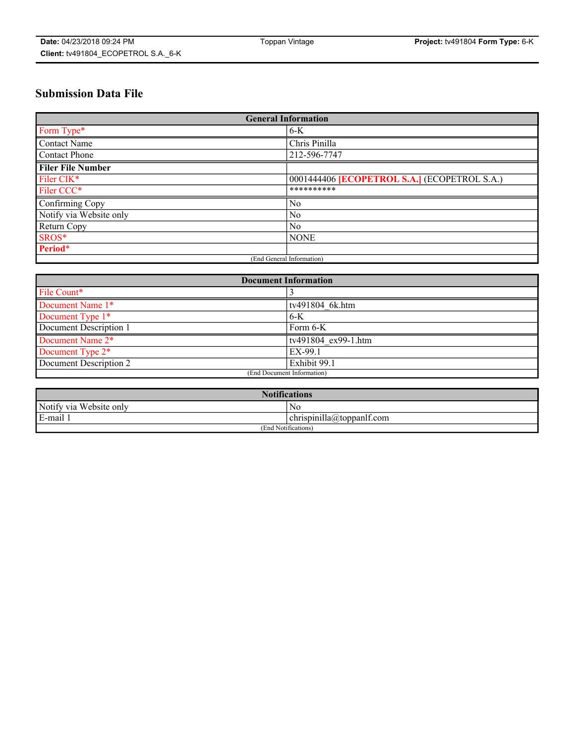# Submission Data File

| General Information | |
|---|---|
| Form Type* | 6-K |
| Contact Name | Chris Pinilla |
| Contact Phone | 212-596-7747 |
| **Filer File Number** | |
| Filer CIK* | 0001444406 **[ECOPETROL S.A.]** (ECOPETROL S.A.) |
| Filer CCC* | ********** |
| Confirming Copy | No |
| Notify via Website only | No |
| Return Copy | No |
| SROS* | NONE |
| **Period*** | |
| (End General Information) | |

| Document Information | |
|---|---|
| File Count* | 3 |
| Document Name 1* | tv491804_6k.htm |
| Document Type 1* | 6-K |
| Document Description 1 | Form 6-K |
| Document Name 2* | tv491804_ex99-1.htm |
| Document Type 2* | EX-99.1 |
| Document Description 2 | Exhibit 99.1 |
| (End Document Information) | |

| Notifications | |
|---|---|
| Notify via Website only | No |
| E-mail 1 | chrispinilla@toppanlf.com |
| (End Notifications) | |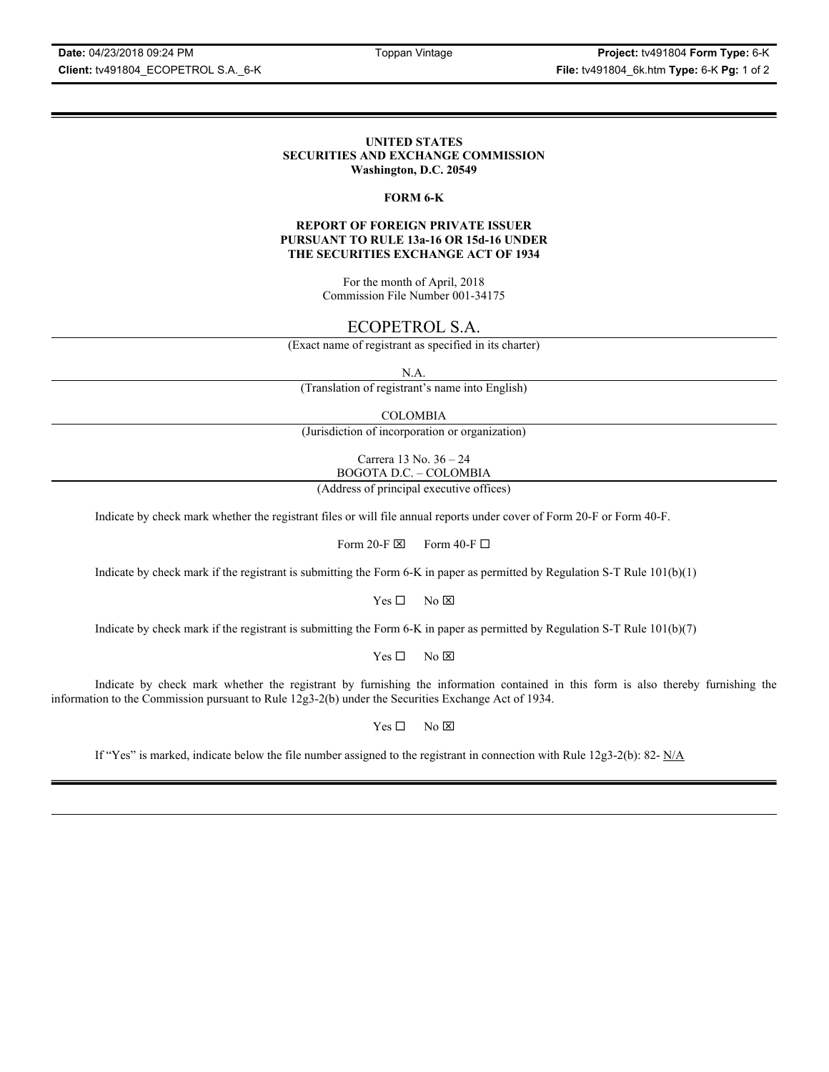**UNITED STATES**
**SECURITIES AND EXCHANGE COMMISSION**
**Washington, D.C. 20549**

**FORM 6-K**

**REPORT OF FOREIGN PRIVATE ISSUER**
**PURSUANT TO RULE 13a-16 OR 15d-16 UNDER**
**THE SECURITIES EXCHANGE ACT OF 1934**

For the month of April, 2018
Commission File Number 001-34175

ECOPETROL S.A.

(Exact name of registrant as specified in its charter)

N.A.

(Translation of registrant's name into English)

COLOMBIA

(Jurisdiction of incorporation or organization)

Carrera 13 No. 36 – 24
BOGOTA D.C. – COLOMBIA

(Address of principal executive offices)

Indicate by check mark whether the registrant files or will file annual reports under cover of Form 20-F or Form 40-F.

Form 20-F ☒ Form 40-F ☐

Indicate by check mark if the registrant is submitting the Form 6-K in paper as permitted by Regulation S-T Rule 101(b)(1)

Yes ☐ No ☒

Indicate by check mark if the registrant is submitting the Form 6-K in paper as permitted by Regulation S-T Rule 101(b)(7)

Yes ☐ No ☒

Indicate by check mark whether the registrant by furnishing the information contained in this form is also thereby furnishing the information to the Commission pursuant to Rule 12g3-2(b) under the Securities Exchange Act of 1934.

Yes ☐ No ☒

If "Yes" is marked, indicate below the file number assigned to the registrant in connection with Rule 12g3-2(b): 82- N/A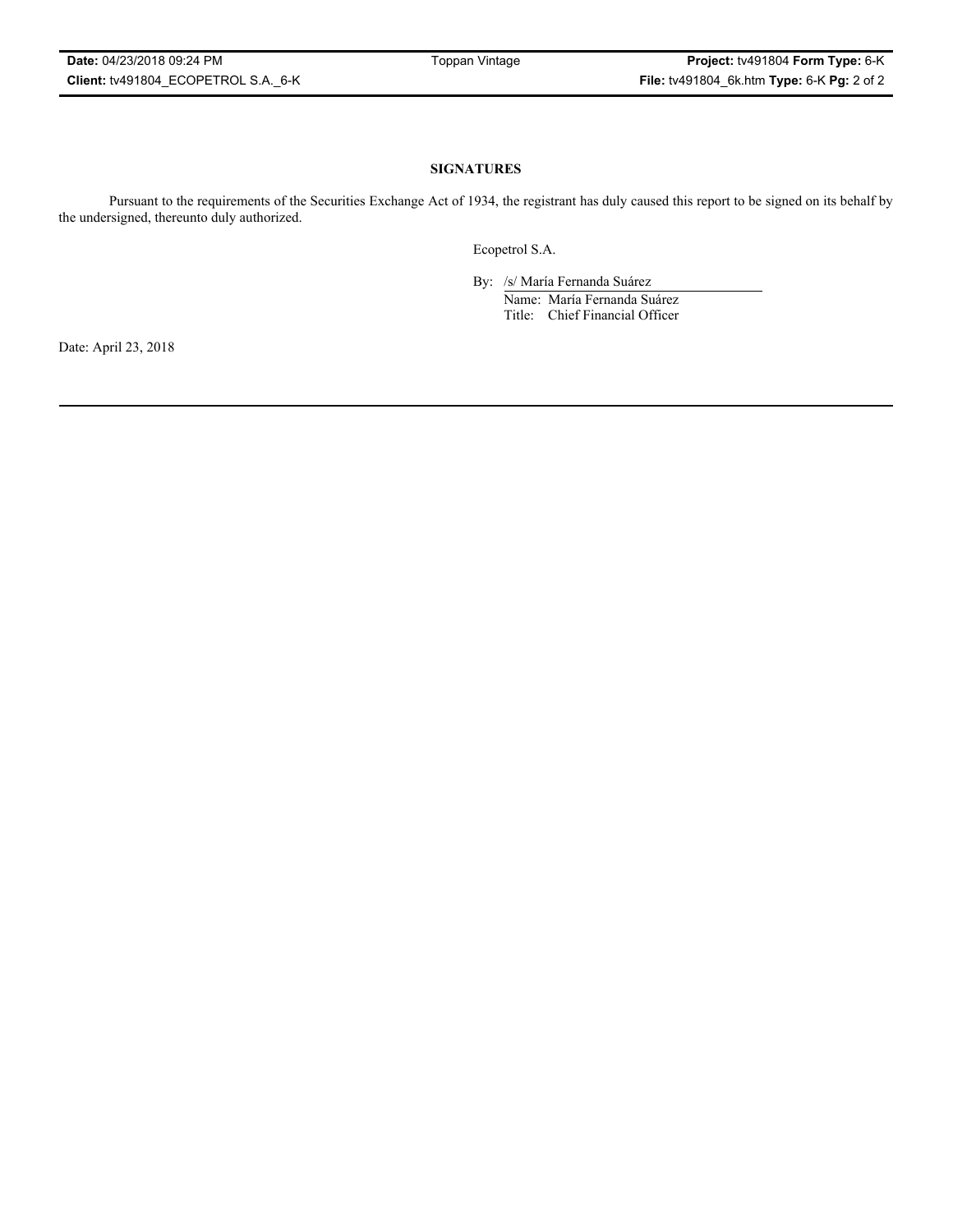## SIGNATURES

Pursuant to the requirements of the Securities Exchange Act of 1934, the registrant has duly caused this report to be signed on its behalf by the undersigned, thereunto duly authorized.

Ecopetrol S.A.

By: /s/ María Fernanda Suárez

Name: María Fernanda Suárez

Title: Chief Financial Officer

Date: April 23, 2018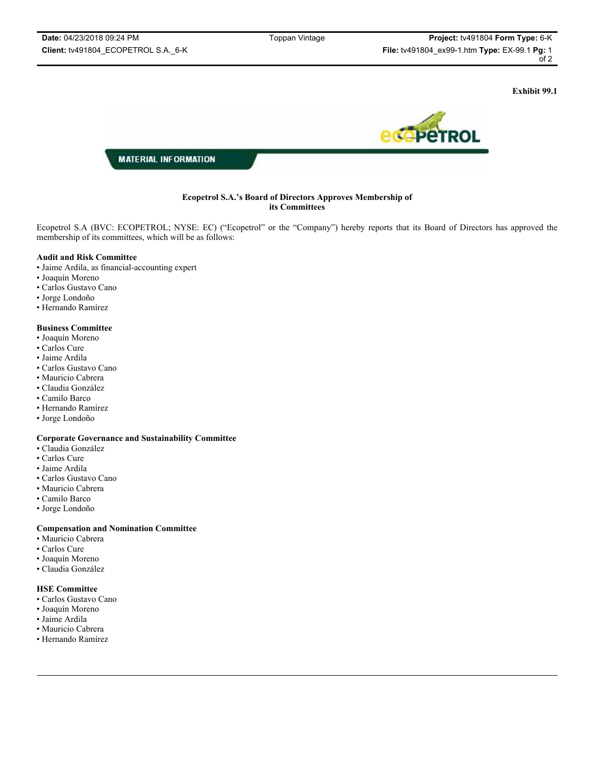Exhibit 99.1

MATERIAL INFORMATION

**Ecopetrol S.A.'s Board of Directors Approves Membership of its Committees**

Ecopetrol S.A (BVC: ECOPETROL; NYSE: EC) ("Ecopetrol" or the "Company") hereby reports that its Board of Directors has approved the membership of its committees, which will be as follows:

**Audit and Risk Committee**

- Jaime Ardila, as financial-accounting expert
- Joaquín Moreno
- Carlos Gustavo Cano
- Jorge Londoño
- Hernando Ramírez

**Business Committee**

- Joaquín Moreno
- Carlos Cure
- Jaime Ardila
- Carlos Gustavo Cano
- Mauricio Cabrera
- Claudia González
- Camilo Barco
- Hernando Ramírez
- Jorge Londoño

**Corporate Governance and Sustainability Committee**

- Claudia González
- Carlos Cure
- Jaime Ardila
- Carlos Gustavo Cano
- Mauricio Cabrera
- Camilo Barco
- Jorge Londoño

**Compensation and Nomination Committee**

- Mauricio Cabrera
- Carlos Cure
- Joaquín Moreno
- Claudia González

**HSE Committee**

- Carlos Gustavo Cano
- Joaquín Moreno
- Jaime Ardila
- Mauricio Cabrera
- Hernando Ramírez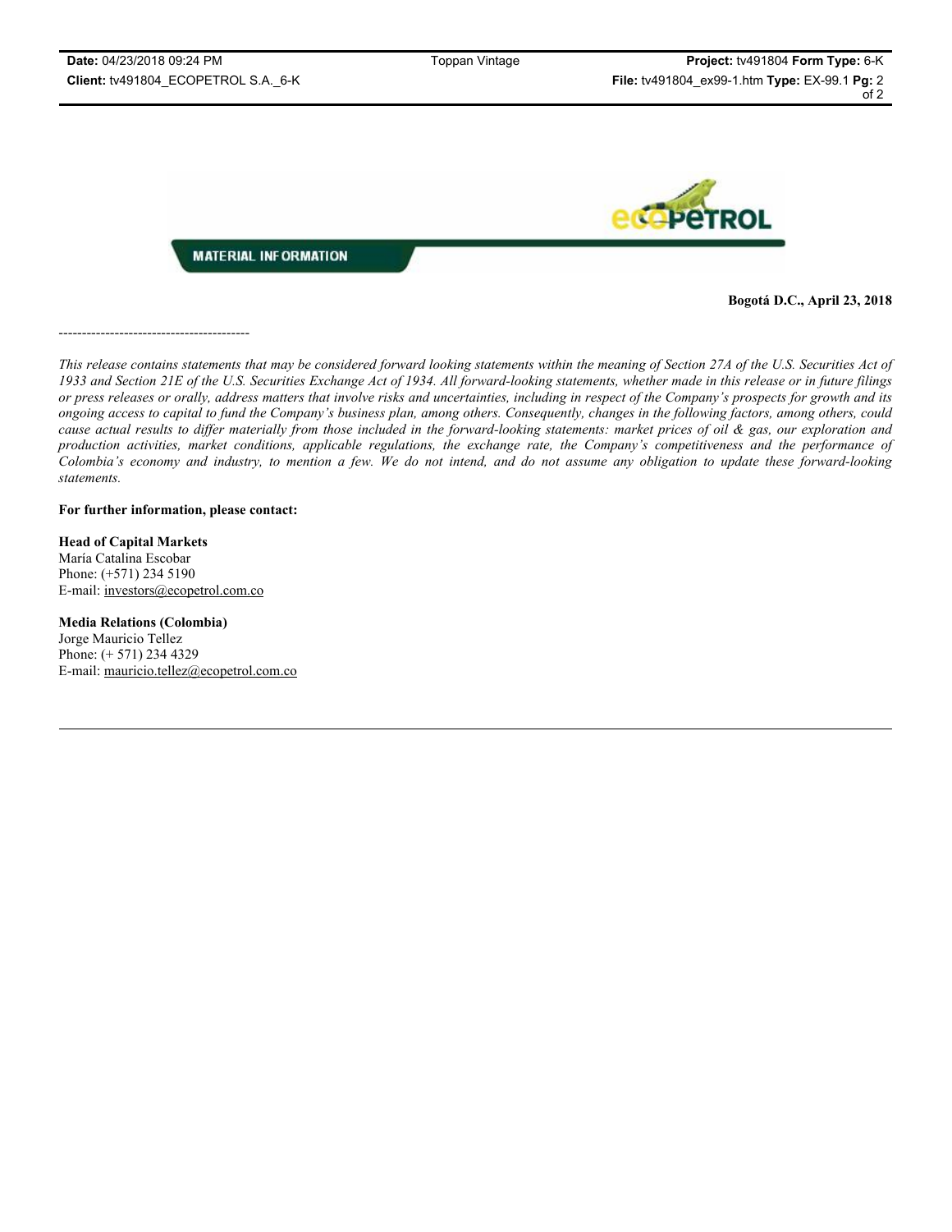**MATERIAL INFORMATION**

**Bogotá D.C., April 23, 2018**

-----------------------------------------

*This release contains statements that may be considered forward looking statements within the meaning of Section 27A of the U.S. Securities Act of 1933 and Section 21E of the U.S. Securities Exchange Act of 1934. All forward-looking statements, whether made in this release or in future filings or press releases or orally, address matters that involve risks and uncertainties, including in respect of the Company's prospects for growth and its ongoing access to capital to fund the Company's business plan, among others. Consequently, changes in the following factors, among others, could cause actual results to differ materially from those included in the forward-looking statements: market prices of oil & gas, our exploration and production activities, market conditions, applicable regulations, the exchange rate, the Company's competitiveness and the performance of Colombia's economy and industry, to mention a few. We do not intend, and do not assume any obligation to update these forward-looking statements.*

**For further information, please contact:**

**Head of Capital Markets**
María Catalina Escobar
Phone: (+571) 234 5190
E-mail: investors@ecopetrol.com.co

**Media Relations (Colombia)**
Jorge Mauricio Tellez
Phone: (+ 571) 234 4329
E-mail: mauricio.tellez@ecopetrol.com.co